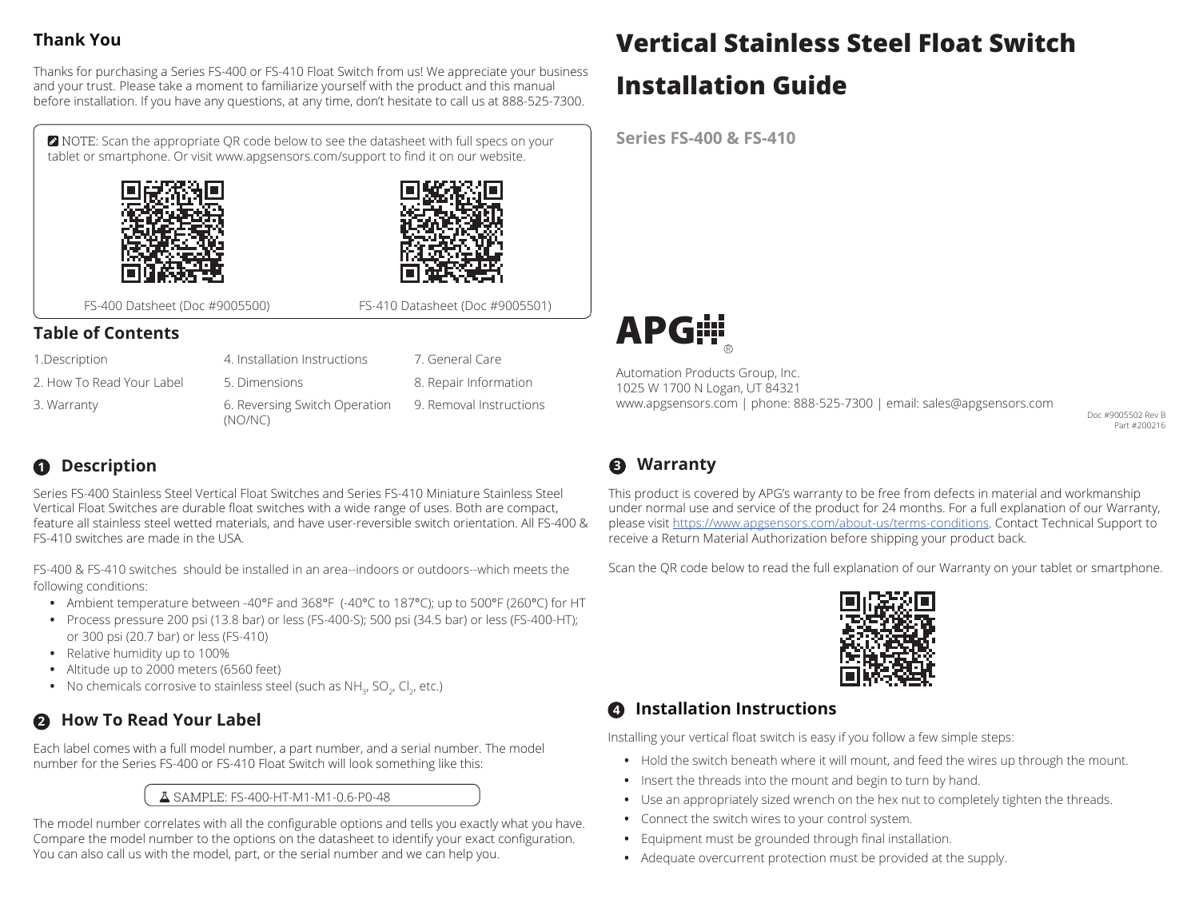# Vertical Stainless Steel Float Switch Installation Guide

**Series FS-400 & FS-410**

## Thank You

Thanks for purchasing a Series FS-400 or FS-410 Float Switch from us! We appreciate your business and your trust. Please take a moment to familiarize yourself with the product and this manual before installation. If you have any questions, at any time, don't hesitate to call us at 888-525-7300.

NOTE: Scan the appropriate QR code below to see the datasheet with full specs on your tablet or smartphone. Or visit www.apgsensors.com/support to find it on our website.

FS-400 Datsheet (Doc #9005500)

FS-410 Datasheet (Doc #9005501)

## Table of Contents

1. Description
2. How To Read Your Label
3. Warranty
4. Installation Instructions
5. Dimensions
6. Reversing Switch Operation (NO/NC)
7. General Care
8. Repair Information
9. Removal Instructions

APG®

Automation Products Group, Inc.
1025 W 1700 N Logan, UT 84321
www.apgsensors.com | phone: 888-525-7300 | email: sales@apgsensors.com

Doc #9005502 Rev B
Part #200216

## 1 Description

Series FS-400 Stainless Steel Vertical Float Switches and Series FS-410 Miniature Stainless Steel Vertical Float Switches are durable float switches with a wide range of uses. Both are compact, feature all stainless steel wetted materials, and have user-reversible switch orientation. All FS-400 & FS-410 switches are made in the USA.

FS-400 & FS-410 switches should be installed in an area--indoors or outdoors--which meets the following conditions:

- Ambient temperature between -40°F and 368°F (-40°C to 187°C); up to 500°F (260°C) for HT
- Process pressure 200 psi (13.8 bar) or less (FS-400-S); 500 psi (34.5 bar) or less (FS-400-HT); or 300 psi (20.7 bar) or less (FS-410)
- Relative humidity up to 100%
- Altitude up to 2000 meters (6560 feet)
- No chemicals corrosive to stainless steel (such as $NH_3$, $SO_2$, $Cl_2$, etc.)

## 2 How To Read Your Label

Each label comes with a full model number, a part number, and a serial number. The model number for the Series FS-400 or FS-410 Float Switch will look something like this:

SAMPLE: FS-400-HT-M1-M1-0.6-P0-48

The model number correlates with all the configurable options and tells you exactly what you have. Compare the model number to the options on the datasheet to identify your exact configuration. You can also call us with the model, part, or the serial number and we can help you.

## 3 Warranty

This product is covered by APG's warranty to be free from defects in material and workmanship under normal use and service of the product for 24 months. For a full explanation of our Warranty, please visit https://www.apgsensors.com/about-us/terms-conditions. Contact Technical Support to receive a Return Material Authorization before shipping your product back.

Scan the QR code below to read the full explanation of our Warranty on your tablet or smartphone.

## 4 Installation Instructions

Installing your vertical float switch is easy if you follow a few simple steps:

- Hold the switch beneath where it will mount, and feed the wires up through the mount.
- Insert the threads into the mount and begin to turn by hand.
- Use an appropriately sized wrench on the hex nut to completely tighten the threads.
- Connect the switch wires to your control system.
- Equipment must be grounded through final installation.
- Adequate overcurrent protection must be provided at the supply.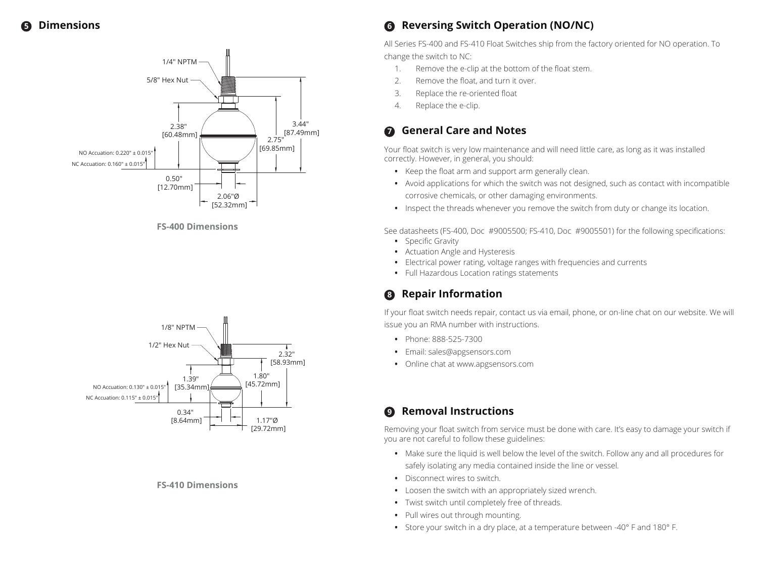## 5 Dimensions

1/4" NPTM
5/8" Hex Nut
2.38"
[60.48mm]
3.44"
[87.49mm]
2.75"
[69.85mm]
NO Accuation: 0.220" ± 0.015"
NC Accuation: 0.160" ± 0.015"
0.50"
[12.70mm]
2.06"Ø
[52.32mm]

**FS-400 Dimensions**

1/8" NPTM
1/2" Hex Nut
2.32"
[58.93mm]
1.39"
[35.34mm]
1.80"
[45.72mm]
NO Accuation: 0.130" ± 0.015"
NC Accuation: 0.115" ± 0.015"
0.34"
[8.64mm]
1.17"Ø
[29.72mm]

**FS-410 Dimensions**

## 6 Reversing Switch Operation (NO/NC)

All Series FS-400 and FS-410 Float Switches ship from the factory oriented for NO operation. To change the switch to NC:

1. Remove the e-clip at the bottom of the float stem.
2. Remove the float, and turn it over.
3. Replace the re-oriented float
4. Replace the e-clip.

## 7 General Care and Notes

Your float switch is very low maintenance and will need little care, as long as it was installed correctly. However, in general, you should:

- Keep the float arm and support arm generally clean.
- Avoid applications for which the switch was not designed, such as contact with incompatible corrosive chemicals, or other damaging environments.
- Inspect the threads whenever you remove the switch from duty or change its location.

See datasheets (FS-400, Doc #9005500; FS-410, Doc #9005501) for the following specifications:

- Specific Gravity
- Actuation Angle and Hysteresis
- Electrical power rating, voltage ranges with frequencies and currents
- Full Hazardous Location ratings statements

## 8 Repair Information

If your float switch needs repair, contact us via email, phone, or on-line chat on our website. We will issue you an RMA number with instructions.

- Phone: 888-525-7300
- Email: sales@apgsensors.com
- Online chat at www.apgsensors.com

## 9 Removal Instructions

Removing your float switch from service must be done with care. It's easy to damage your switch if you are not careful to follow these guidelines:

- Make sure the liquid is well below the level of the switch. Follow any and all procedures for safely isolating any media contained inside the line or vessel.
- Disconnect wires to switch.
- Loosen the switch with an appropriately sized wrench.
- Twist switch until completely free of threads.
- Pull wires out through mounting.
- Store your switch in a dry place, at a temperature between -40° F and 180° F.